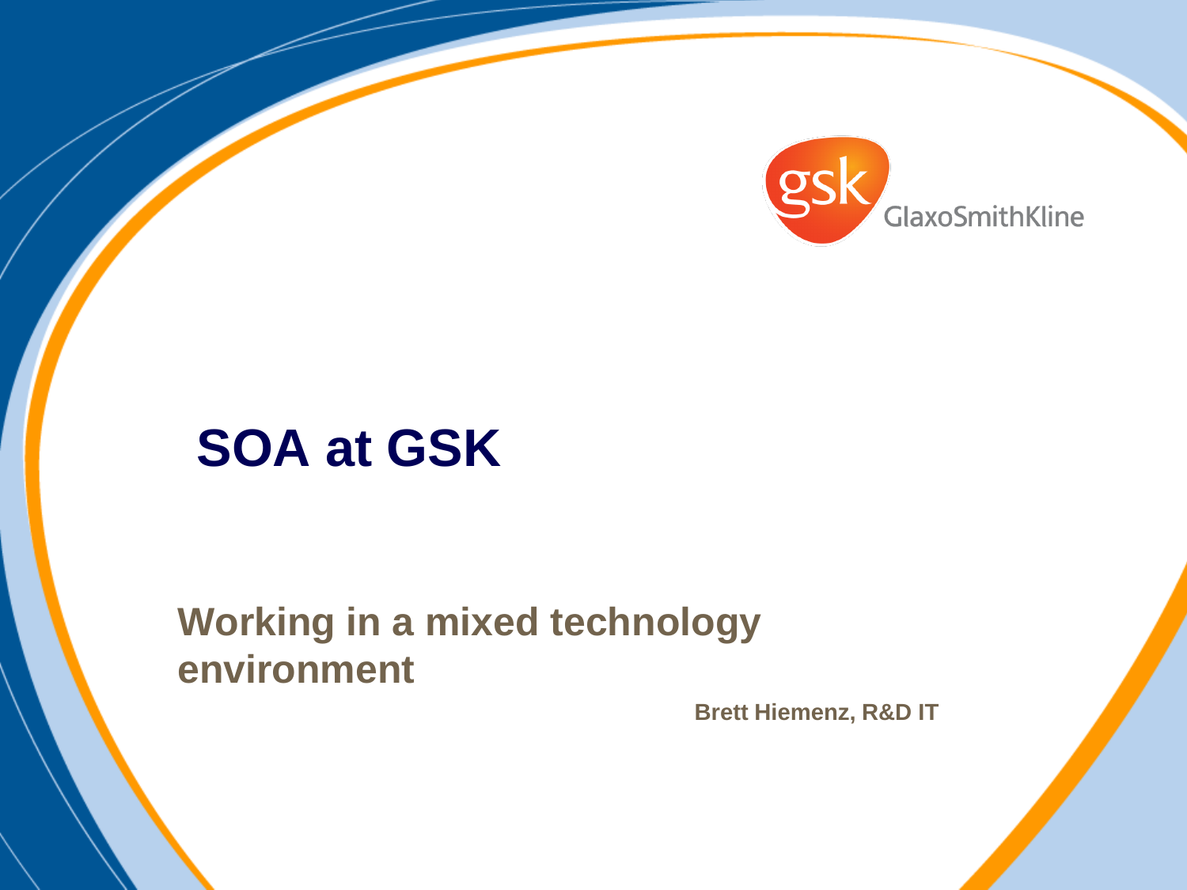GlaxoSmithKline

# SOA at GSK

## Working in a mixed technology environment

**Brett Hiemenz, R&D IT**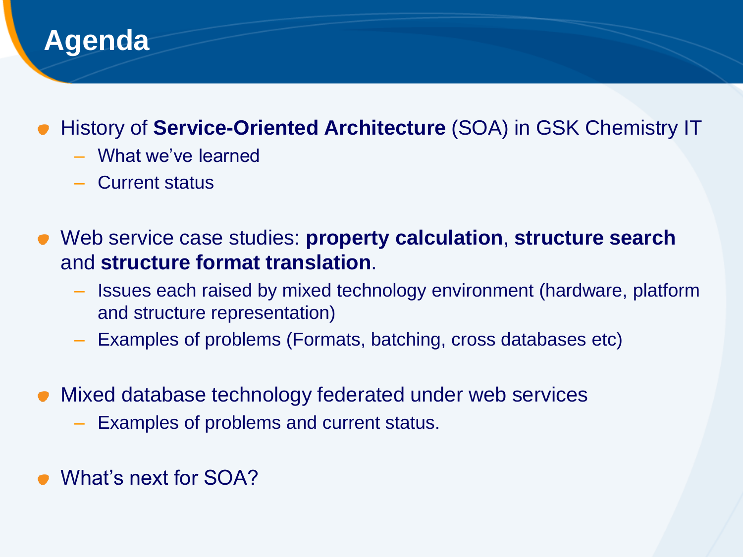# Agenda

- History of **Service-Oriented Architecture** (SOA) in GSK Chemistry IT
  - What we've learned
  - Current status
- Web service case studies: **property calculation**, **structure search** and **structure format translation**.
  - Issues each raised by mixed technology environment (hardware, platform and structure representation)
  - Examples of problems (Formats, batching, cross databases etc)
- Mixed database technology federated under web services
  - Examples of problems and current status.
- What's next for SOA?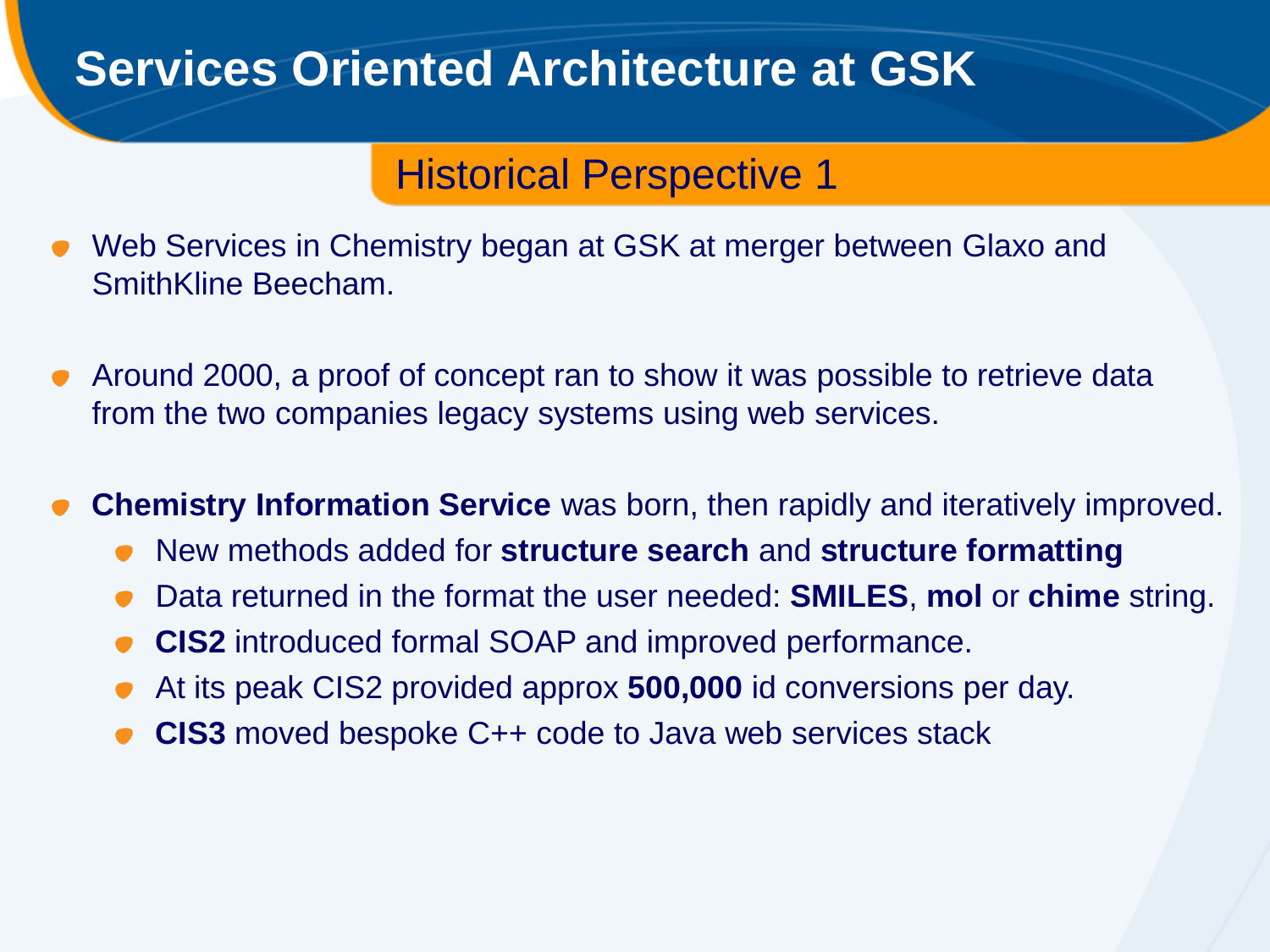# Services Oriented Architecture at GSK

## Historical Perspective 1

- Web Services in Chemistry began at GSK at merger between Glaxo and SmithKline Beecham.
- Around 2000, a proof of concept ran to show it was possible to retrieve data from the two companies legacy systems using web services.
- **Chemistry Information Service** was born, then rapidly and iteratively improved.
  - New methods added for **structure search** and **structure formatting**
  - Data returned in the format the user needed: **SMILES**, **mol** or **chime** string.
  - **CIS2** introduced formal SOAP and improved performance.
  - At its peak CIS2 provided approx **500,000** id conversions per day.
  - **CIS3** moved bespoke C++ code to Java web services stack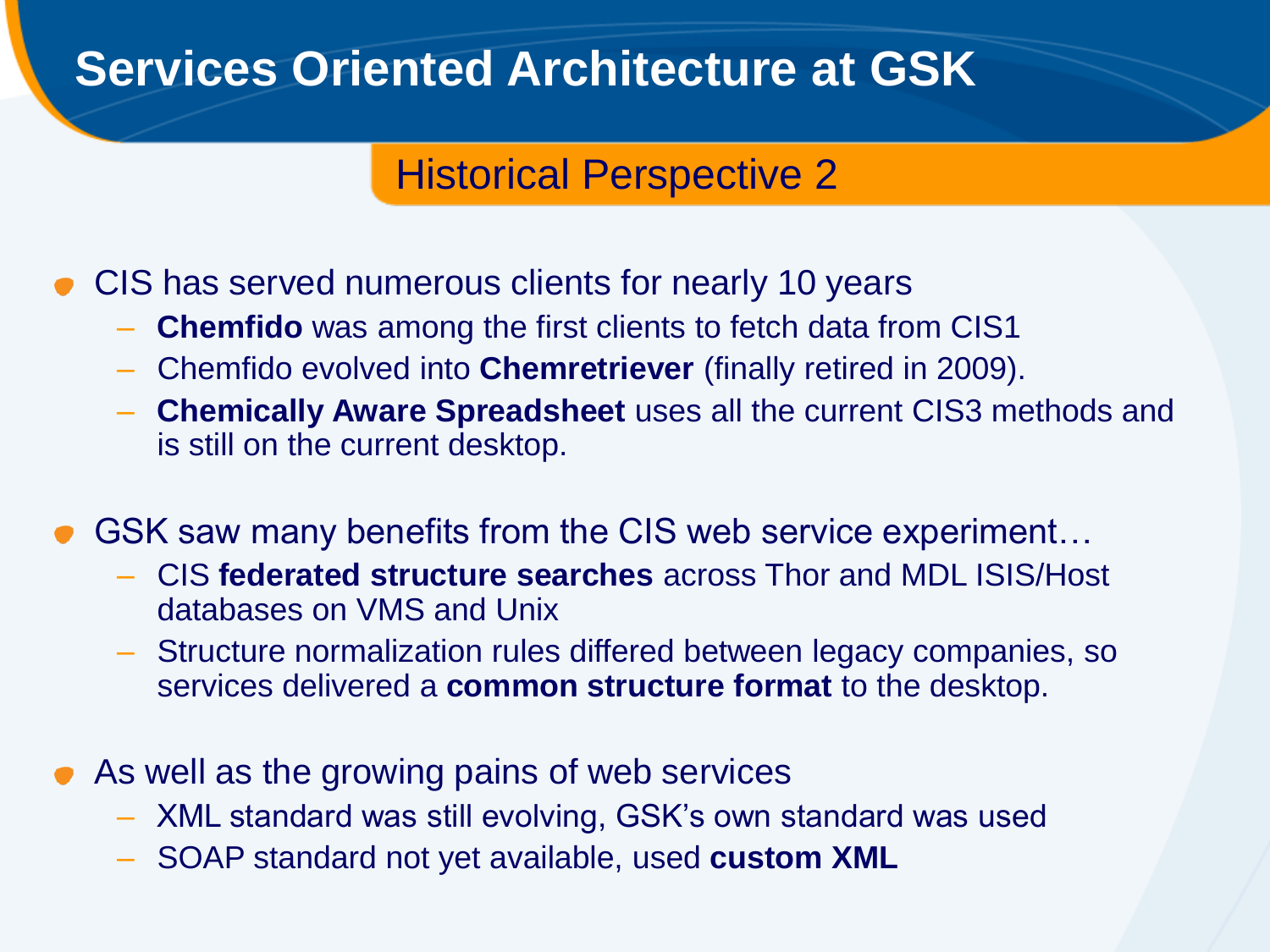# Services Oriented Architecture at GSK

## Historical Perspective 2

- CIS has served numerous clients for nearly 10 years
  - **Chemfido** was among the first clients to fetch data from CIS1
  - Chemfido evolved into **Chemretriever** (finally retired in 2009).
  - **Chemically Aware Spreadsheet** uses all the current CIS3 methods and is still on the current desktop.

- GSK saw many benefits from the CIS web service experiment…
  - CIS **federated structure searches** across Thor and MDL ISIS/Host databases on VMS and Unix
  - Structure normalization rules differed between legacy companies, so services delivered a **common structure format** to the desktop.

- As well as the growing pains of web services
  - XML standard was still evolving, GSK's own standard was used
  - SOAP standard not yet available, used **custom XML**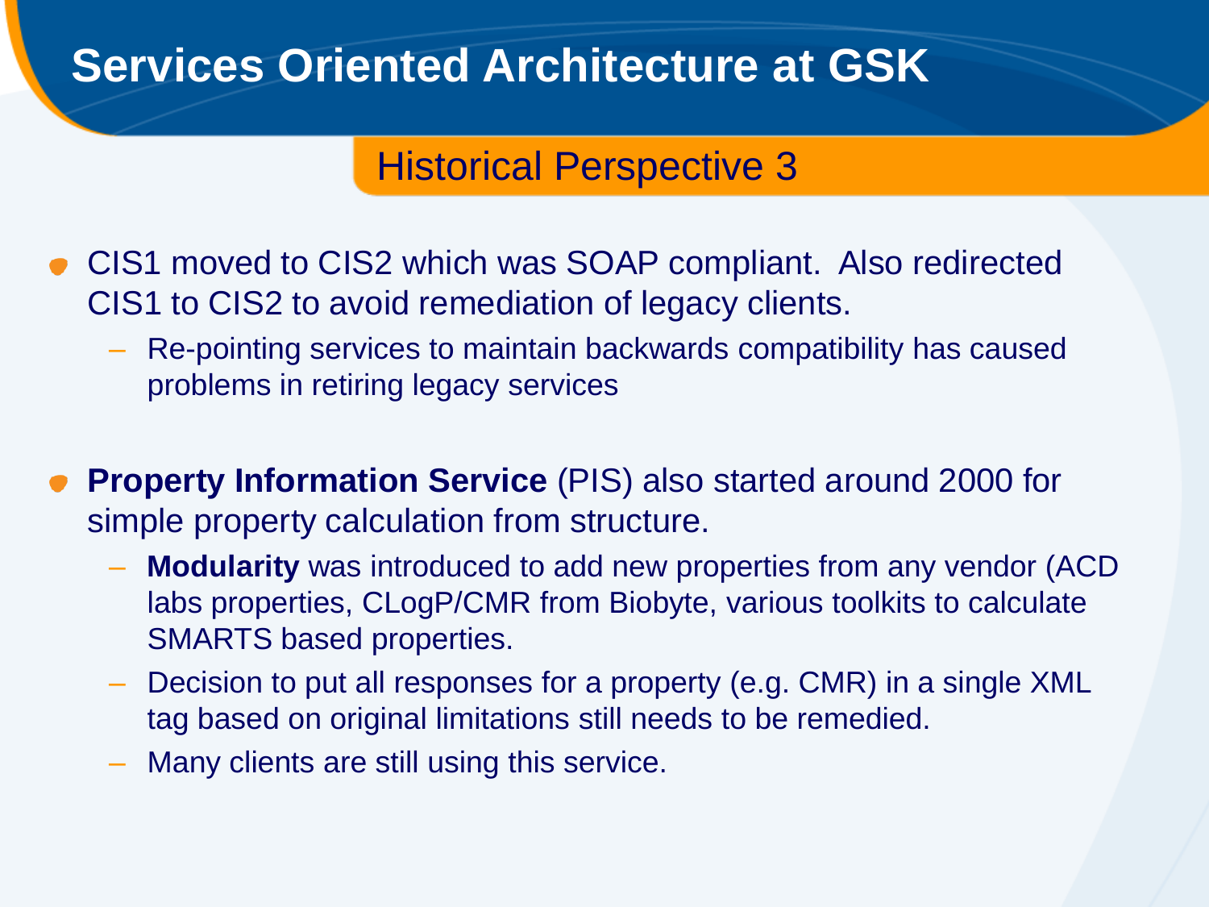# Services Oriented Architecture at GSK

## Historical Perspective 3

- CIS1 moved to CIS2 which was SOAP compliant. Also redirected CIS1 to CIS2 to avoid remediation of legacy clients.
  - Re-pointing services to maintain backwards compatibility has caused problems in retiring legacy services

- **Property Information Service** (PIS) also started around 2000 for simple property calculation from structure.
  - **Modularity** was introduced to add new properties from any vendor (ACD labs properties, CLogP/CMR from Biobyte, various toolkits to calculate SMARTS based properties.
  - Decision to put all responses for a property (e.g. CMR) in a single XML tag based on original limitations still needs to be remedied.
  - Many clients are still using this service.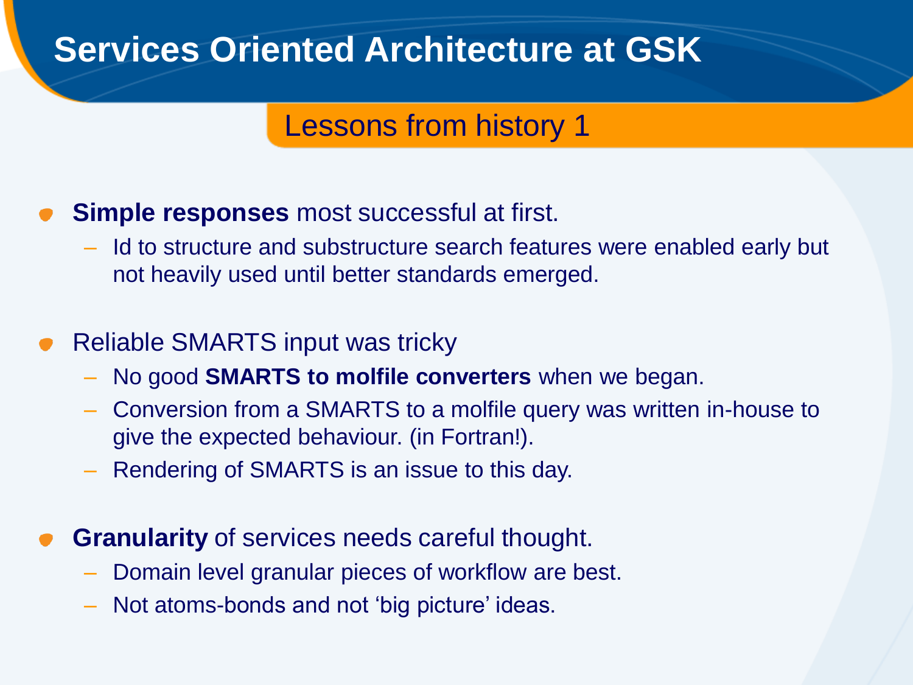# Services Oriented Architecture at GSK

## Lessons from history 1

- **Simple responses** most successful at first.
  - Id to structure and substructure search features were enabled early but not heavily used until better standards emerged.

- Reliable SMARTS input was tricky
  - No good **SMARTS to molfile converters** when we began.
  - Conversion from a SMARTS to a molfile query was written in-house to give the expected behaviour. (in Fortran!).
  - Rendering of SMARTS is an issue to this day.

- **Granularity** of services needs careful thought.
  - Domain level granular pieces of workflow are best.
  - Not atoms-bonds and not 'big picture' ideas.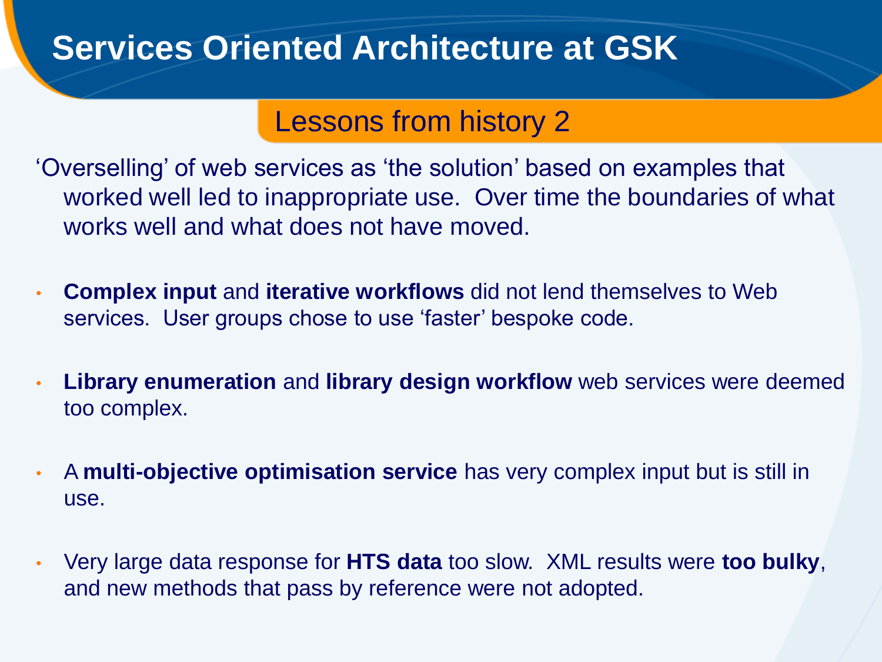# Services Oriented Architecture at GSK

## Lessons from history 2

'Overselling' of web services as 'the solution' based on examples that worked well led to inappropriate use. Over time the boundaries of what works well and what does not have moved.

- **Complex input** and **iterative workflows** did not lend themselves to Web services. User groups chose to use 'faster' bespoke code.
- **Library enumeration** and **library design workflow** web services were deemed too complex.
- A **multi-objective optimisation service** has very complex input but is still in use.
- Very large data response for **HTS data** too slow. XML results were **too bulky**, and new methods that pass by reference were not adopted.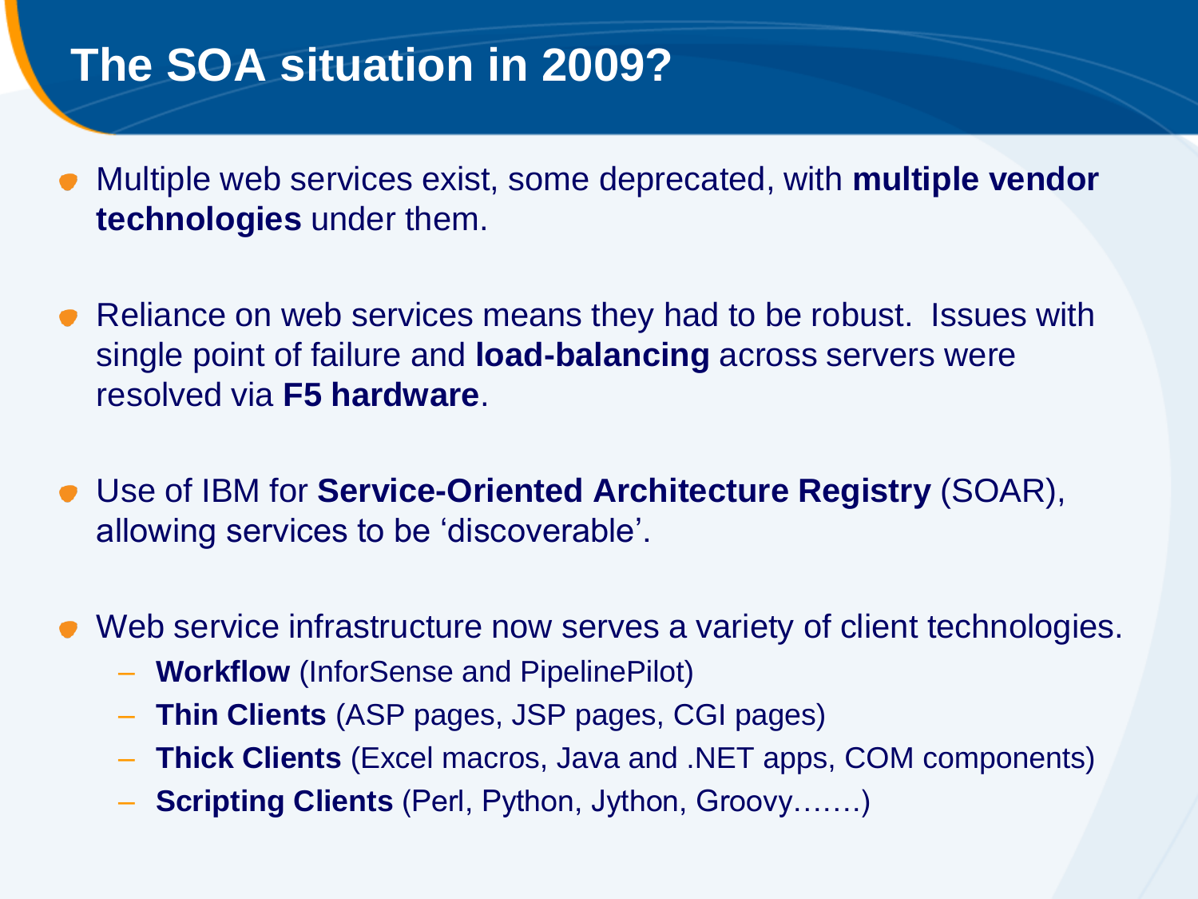# The SOA situation in 2009?

- Multiple web services exist, some deprecated, with **multiple vendor technologies** under them.
- Reliance on web services means they had to be robust. Issues with single point of failure and **load-balancing** across servers were resolved via **F5 hardware**.
- Use of IBM for **Service-Oriented Architecture Registry** (SOAR), allowing services to be ‘discoverable’.
- Web service infrastructure now serves a variety of client technologies.
  - **Workflow** (InforSense and PipelinePilot)
  - **Thin Clients** (ASP pages, JSP pages, CGI pages)
  - **Thick Clients** (Excel macros, Java and .NET apps, COM components)
  - **Scripting Clients** (Perl, Python, Jython, Groovy…….)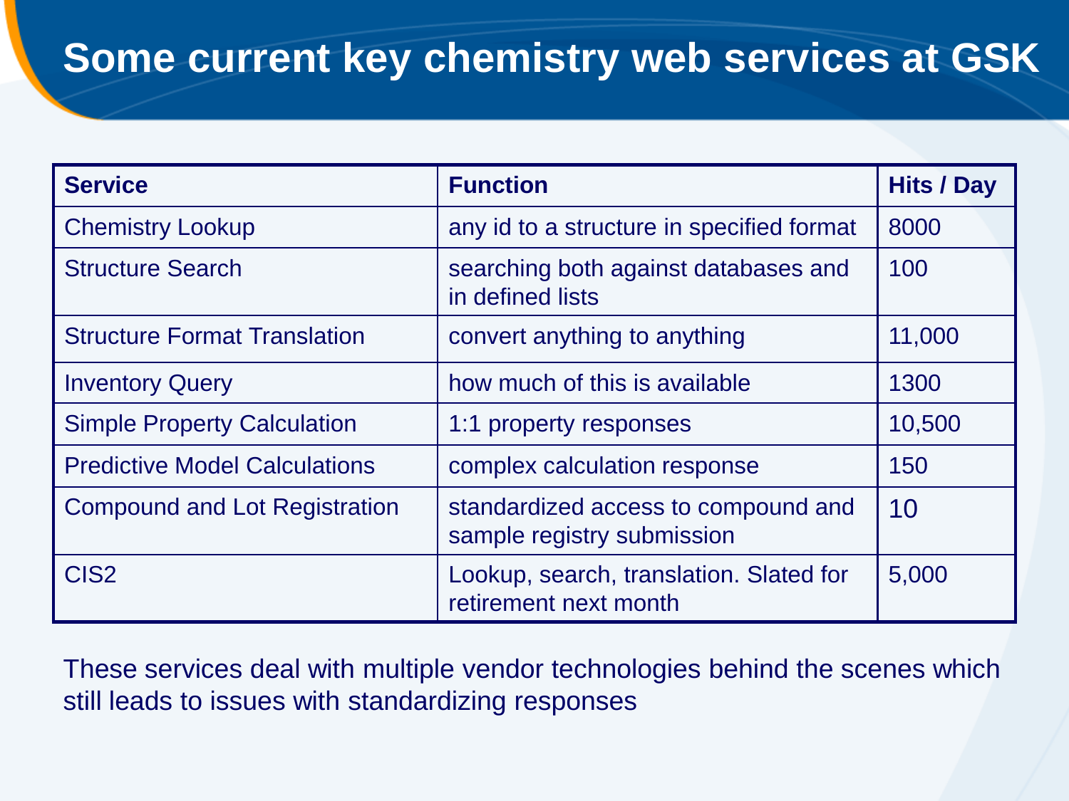# Some current key chemistry web services at GSK

| Service | Function | Hits / Day |
|---|---|---|
| Chemistry Lookup | any id to a structure in specified format | 8000 |
| Structure Search | searching both against databases and in defined lists | 100 |
| Structure Format Translation | convert anything to anything | 11,000 |
| Inventory Query | how much of this is available | 1300 |
| Simple Property Calculation | 1:1 property responses | 10,500 |
| Predictive Model Calculations | complex calculation response | 150 |
| Compound and Lot Registration | standardized access to compound and sample registry submission | 10 |
| CIS2 | Lookup, search, translation. Slated for retirement next month | 5,000 |

These services deal with multiple vendor technologies behind the scenes which still leads to issues with standardizing responses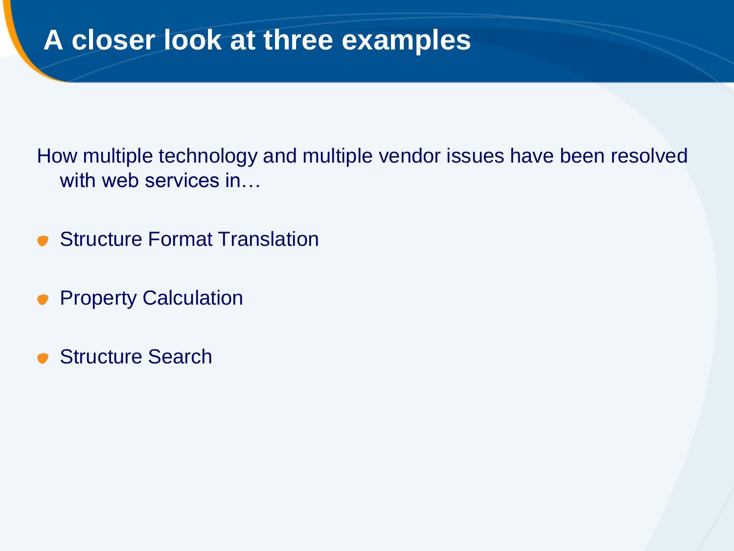# A closer look at three examples

How multiple technology and multiple vendor issues have been resolved with web services in…

- Structure Format Translation
- Property Calculation
- Structure Search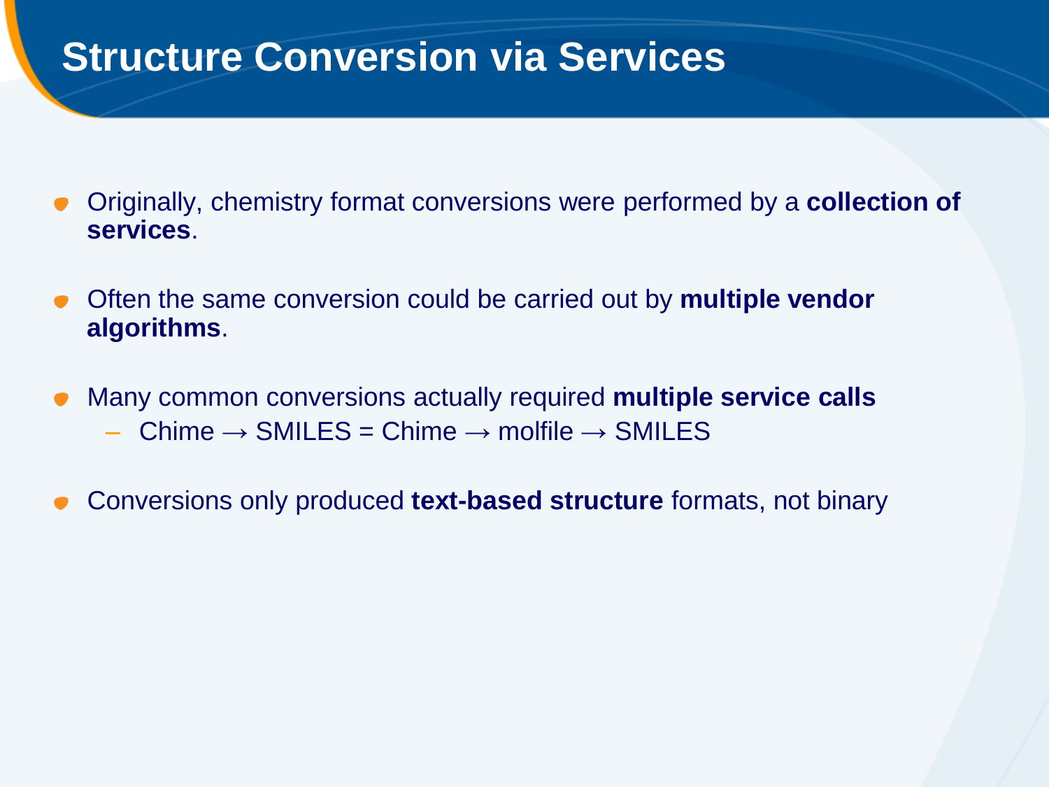# Structure Conversion via Services

- Originally, chemistry format conversions were performed by a **collection of services**.
- Often the same conversion could be carried out by **multiple vendor algorithms**.
- Many common conversions actually required **multiple service calls**
  - Chime → SMILES = Chime → molfile → SMILES
- Conversions only produced **text-based structure** formats, not binary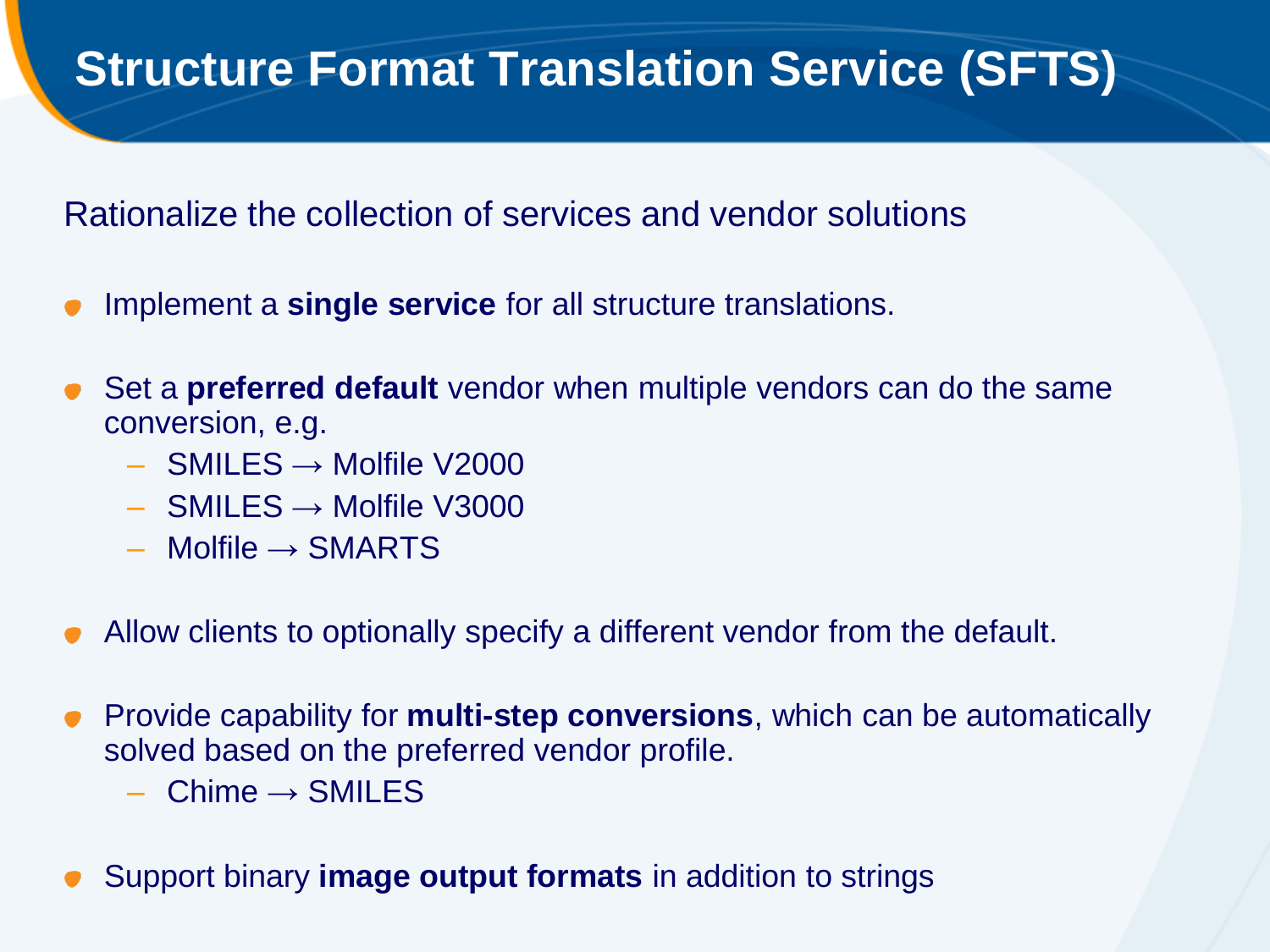# Structure Format Translation Service (SFTS)

Rationalize the collection of services and vendor solutions

- Implement a **single service** for all structure translations.
- Set a **preferred default** vendor when multiple vendors can do the same conversion, e.g.
  - SMILES → Molfile V2000
  - SMILES → Molfile V3000
  - Molfile → SMARTS
- Allow clients to optionally specify a different vendor from the default.
- Provide capability for **multi-step conversions**, which can be automatically solved based on the preferred vendor profile.
  - Chime → SMILES
- Support binary **image output formats** in addition to strings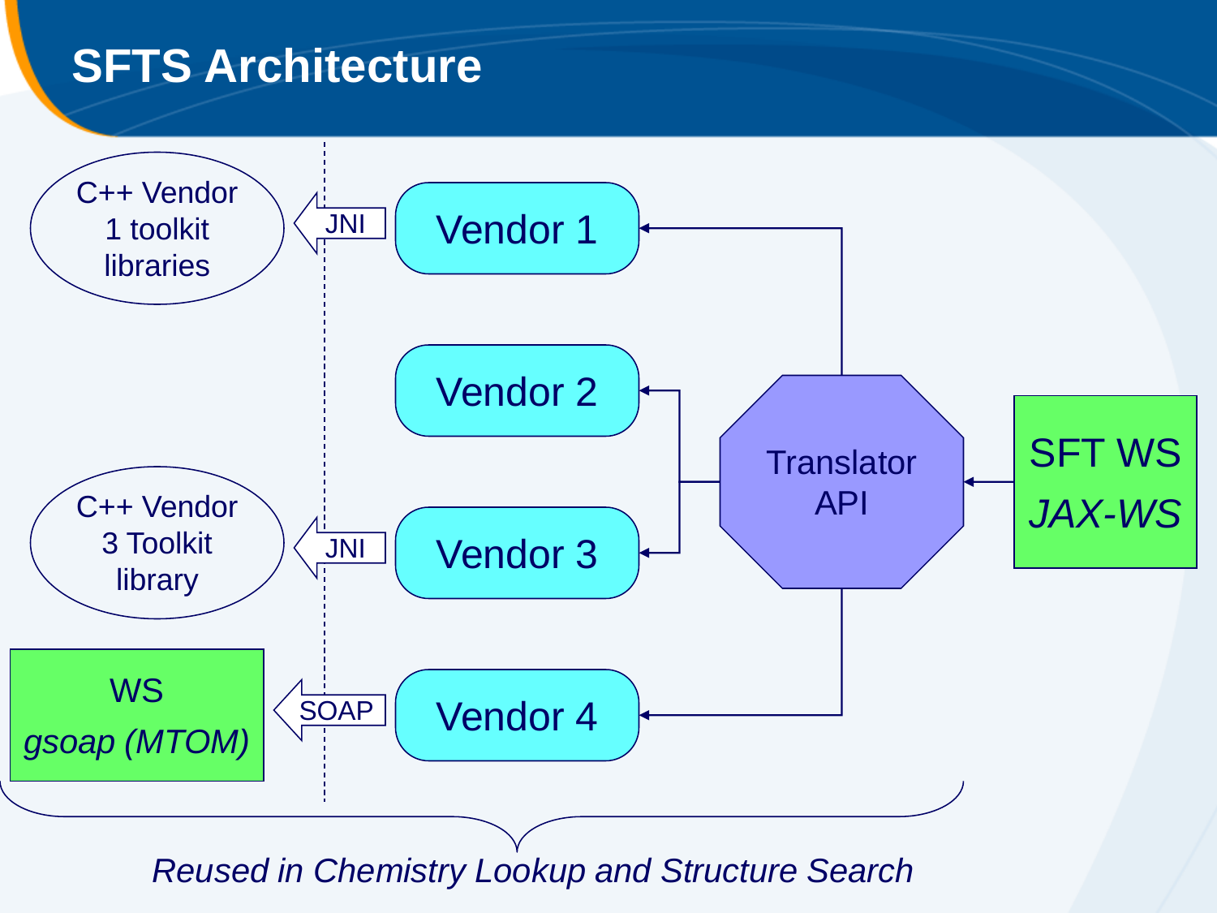# SFTS Architecture

C++ Vendor 1 toolkit libraries

JNI

Vendor 1

Vendor 2

C++ Vendor 3 Toolkit library

JNI

Vendor 3

WS

*gsoap (MTOM)*

SOAP

Vendor 4

Translator API

SFT WS

*JAX-WS*

*Reused in Chemistry Lookup and Structure Search*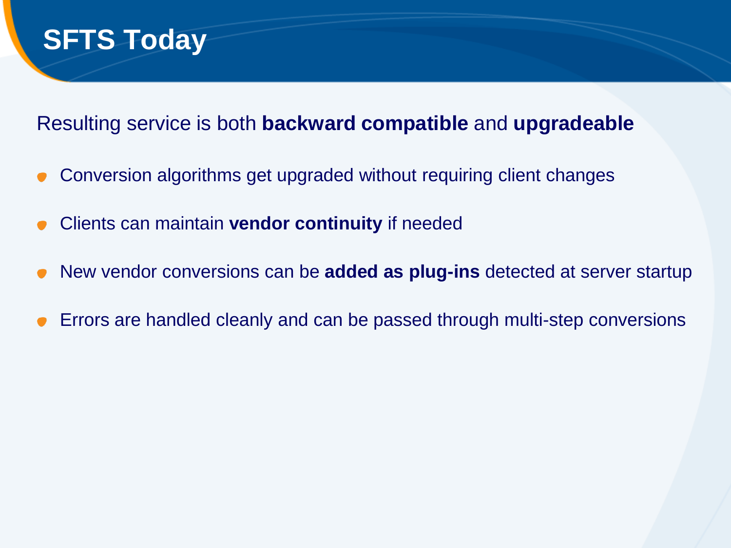# SFTS Today

Resulting service is both **backward compatible** and **upgradeable**

- Conversion algorithms get upgraded without requiring client changes
- Clients can maintain **vendor continuity** if needed
- New vendor conversions can be **added as plug-ins** detected at server startup
- Errors are handled cleanly and can be passed through multi-step conversions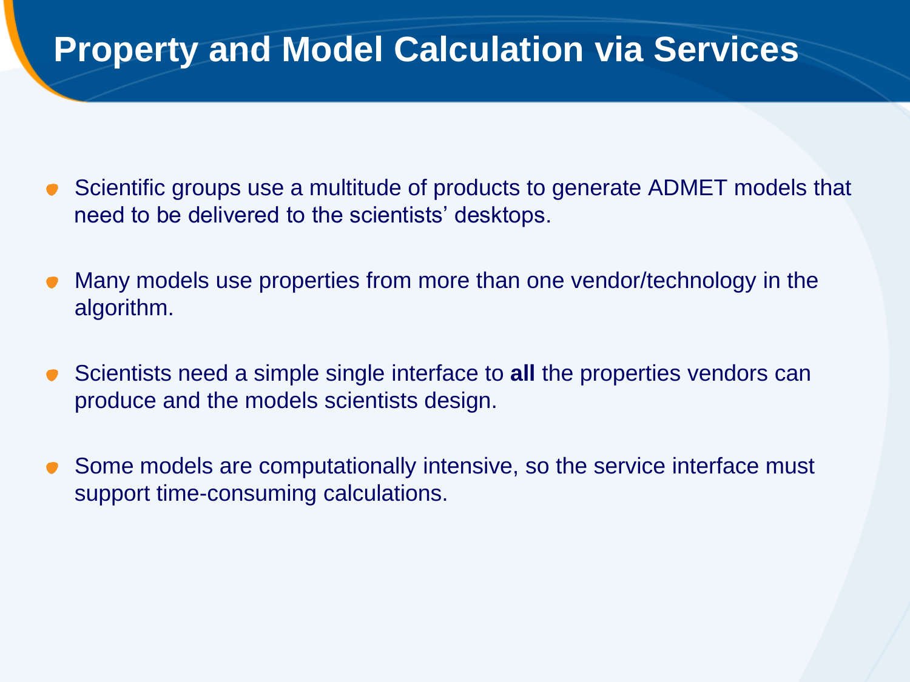# Property and Model Calculation via Services

- Scientific groups use a multitude of products to generate ADMET models that need to be delivered to the scientists' desktops.
- Many models use properties from more than one vendor/technology in the algorithm.
- Scientists need a simple single interface to **all** the properties vendors can produce and the models scientists design.
- Some models are computationally intensive, so the service interface must support time-consuming calculations.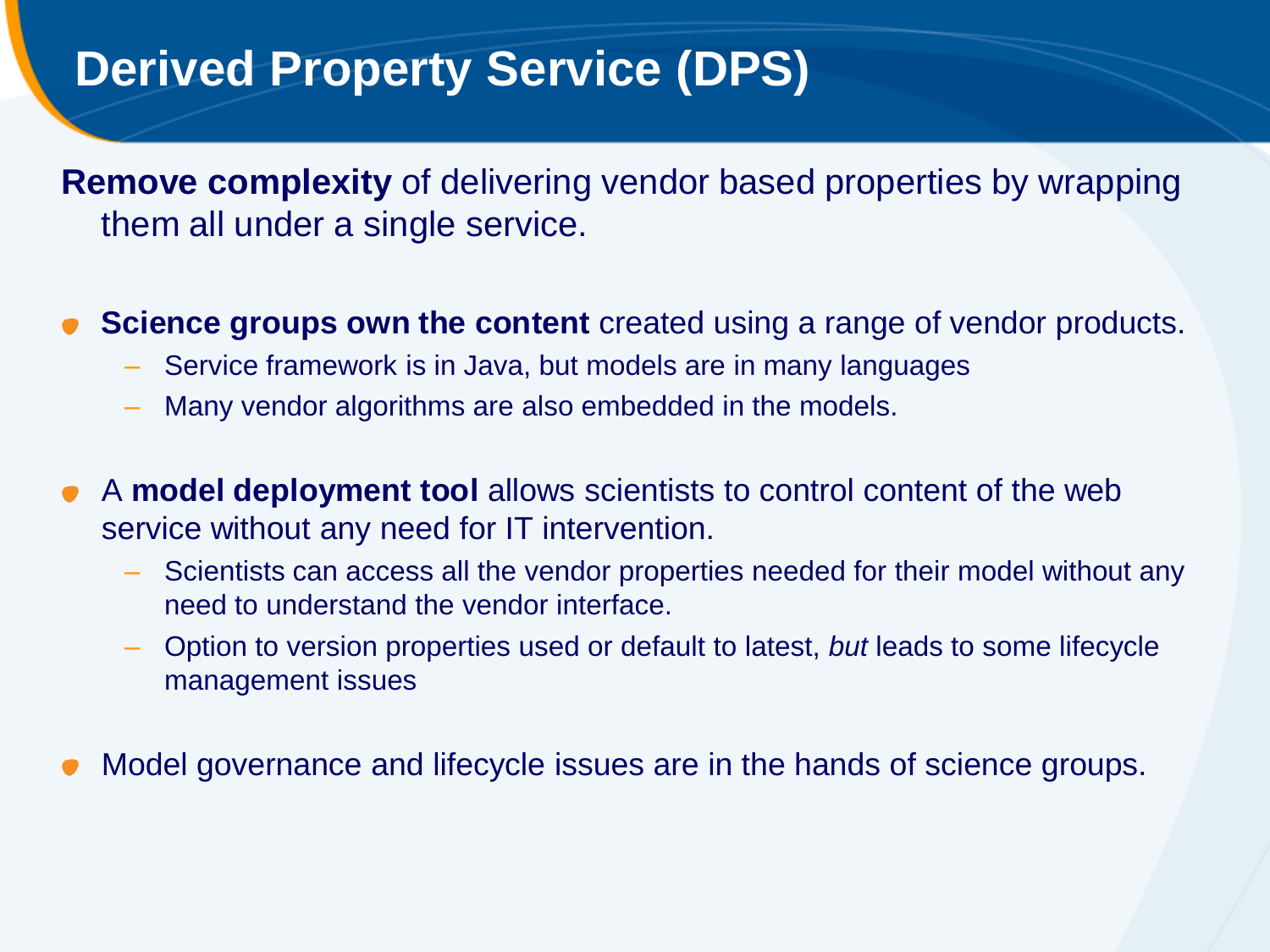# Derived Property Service (DPS)

**Remove complexity** of delivering vendor based properties by wrapping them all under a single service.

- **Science groups own the content** created using a range of vendor products.
  - Service framework is in Java, but models are in many languages
  - Many vendor algorithms are also embedded in the models.
- A **model deployment tool** allows scientists to control content of the web service without any need for IT intervention.
  - Scientists can access all the vendor properties needed for their model without any need to understand the vendor interface.
  - Option to version properties used or default to latest, *but* leads to some lifecycle management issues
- Model governance and lifecycle issues are in the hands of science groups.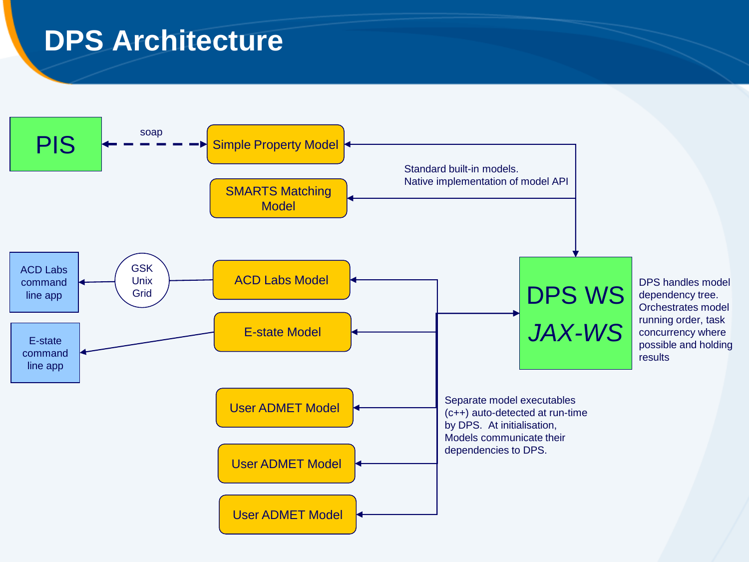# DPS Architecture

PIS

soap

Simple Property Model

SMARTS Matching Model

Standard built-in models.
Native implementation of model API

ACD Labs command line app

GSK Unix Grid

ACD Labs Model

E-state command line app

E-state Model

DPS WS

*JAX-WS*

DPS handles model dependency tree. Orchestrates model running order, task concurrency where possible and holding results

User ADMET Model

User ADMET Model

User ADMET Model

Separate model executables (c++) auto-detected at run-time by DPS. At initialisation, Models communicate their dependencies to DPS.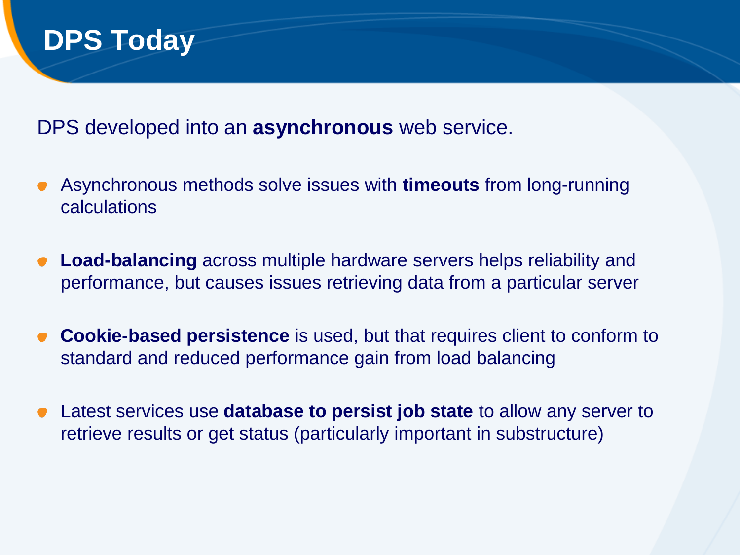# DPS Today

DPS developed into an **asynchronous** web service.

- Asynchronous methods solve issues with **timeouts** from long-running calculations
- **Load-balancing** across multiple hardware servers helps reliability and performance, but causes issues retrieving data from a particular server
- **Cookie-based persistence** is used, but that requires client to conform to standard and reduced performance gain from load balancing
- Latest services use **database to persist job state** to allow any server to retrieve results or get status (particularly important in substructure)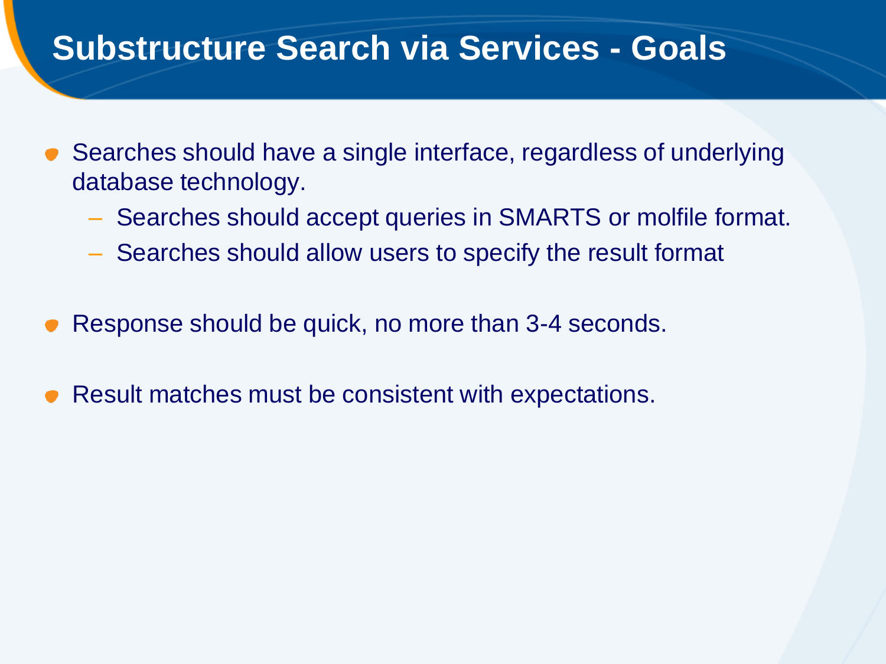# Substructure Search via Services - Goals

- Searches should have a single interface, regardless of underlying database technology.
  - Searches should accept queries in SMARTS or molfile format.
  - Searches should allow users to specify the result format
- Response should be quick, no more than 3-4 seconds.
- Result matches must be consistent with expectations.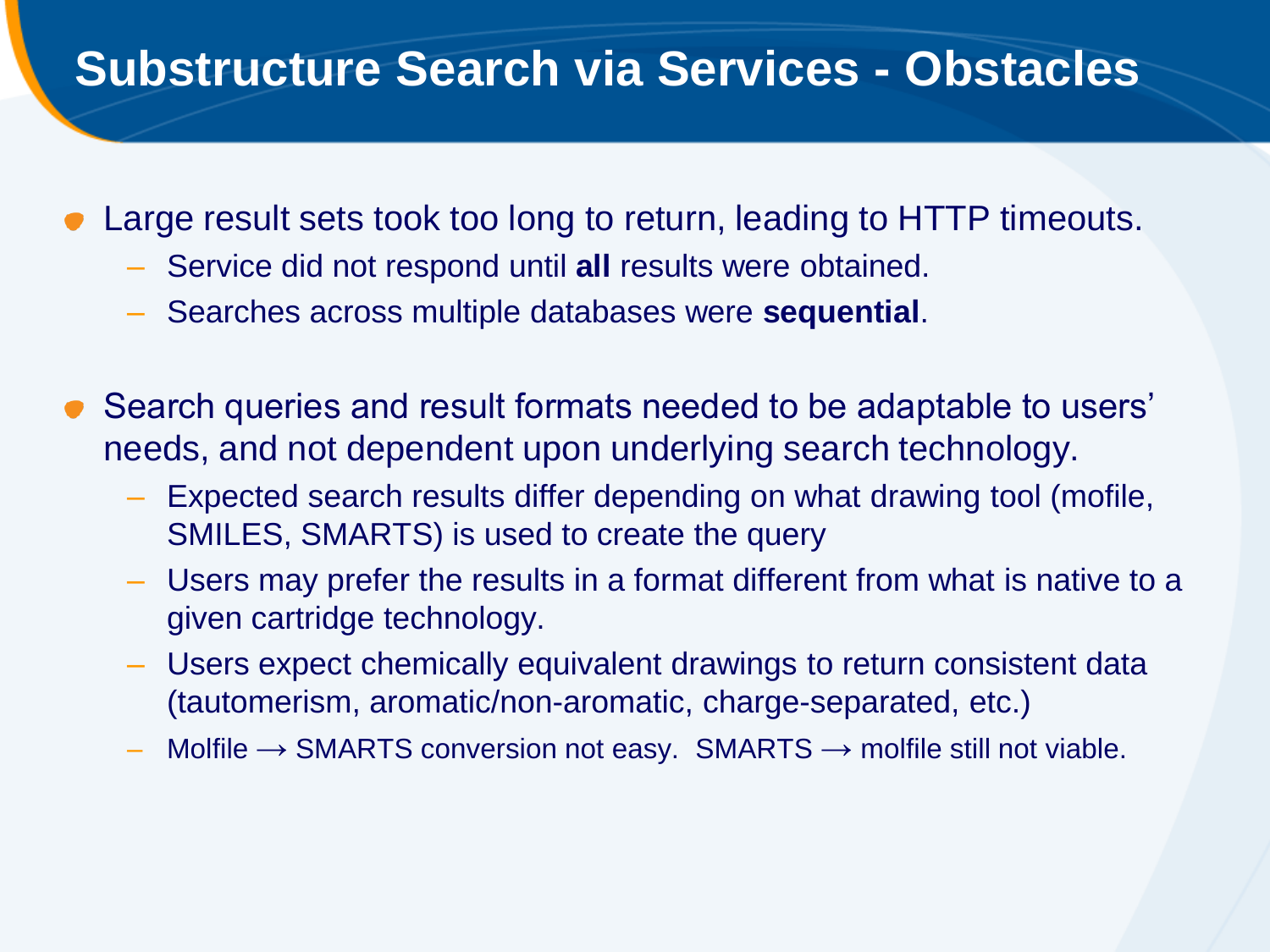# Substructure Search via Services - Obstacles

- Large result sets took too long to return, leading to HTTP timeouts.
  - Service did not respond until **all** results were obtained.
  - Searches across multiple databases were **sequential**.

- Search queries and result formats needed to be adaptable to users' needs, and not dependent upon underlying search technology.
  - Expected search results differ depending on what drawing tool (mofile, SMILES, SMARTS) is used to create the query
  - Users may prefer the results in a format different from what is native to a given cartridge technology.
  - Users expect chemically equivalent drawings to return consistent data (tautomerism, aromatic/non-aromatic, charge-separated, etc.)
  - Molfile → SMARTS conversion not easy. SMARTS → molfile still not viable.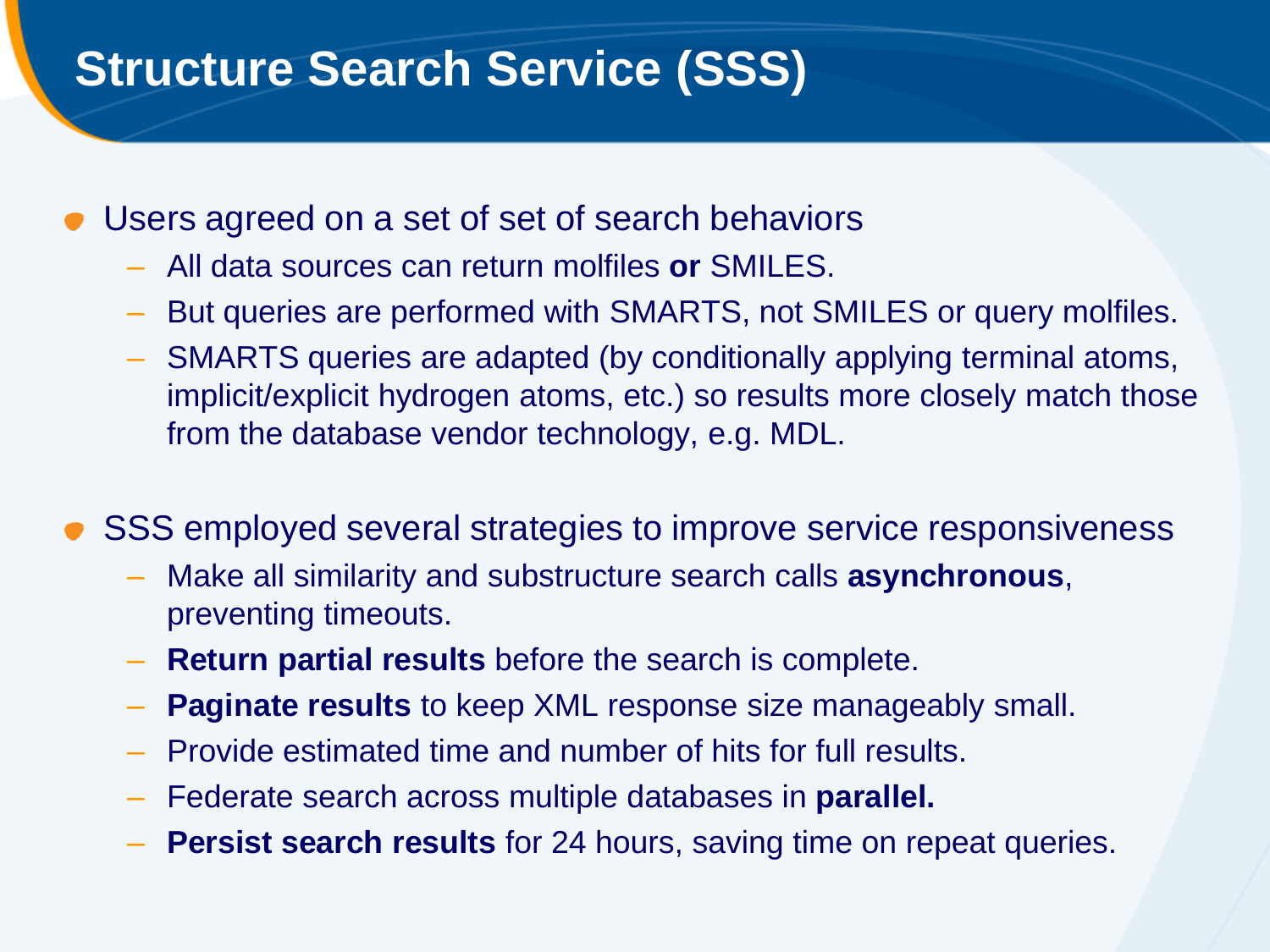# Structure Search Service (SSS)

- Users agreed on a set of set of search behaviors
  - All data sources can return molfiles **or** SMILES.
  - But queries are performed with SMARTS, not SMILES or query molfiles.
  - SMARTS queries are adapted (by conditionally applying terminal atoms, implicit/explicit hydrogen atoms, etc.) so results more closely match those from the database vendor technology, e.g. MDL.

- SSS employed several strategies to improve service responsiveness
  - Make all similarity and substructure search calls **asynchronous**, preventing timeouts.
  - **Return partial results** before the search is complete.
  - **Paginate results** to keep XML response size manageably small.
  - Provide estimated time and number of hits for full results.
  - Federate search across multiple databases in **parallel.**
  - **Persist search results** for 24 hours, saving time on repeat queries.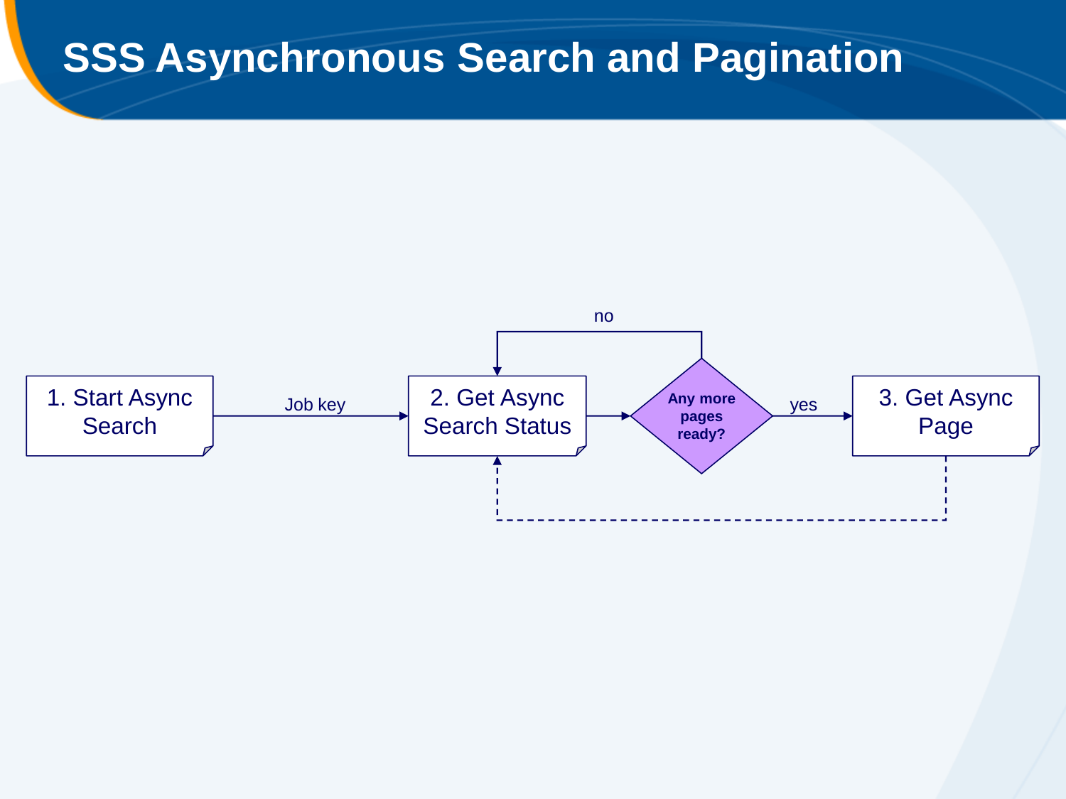# SSS Asynchronous Search and Pagination

1. Start Async Search

Job key

2. Get Async Search Status

Any more pages ready?

no

yes

3. Get Async Page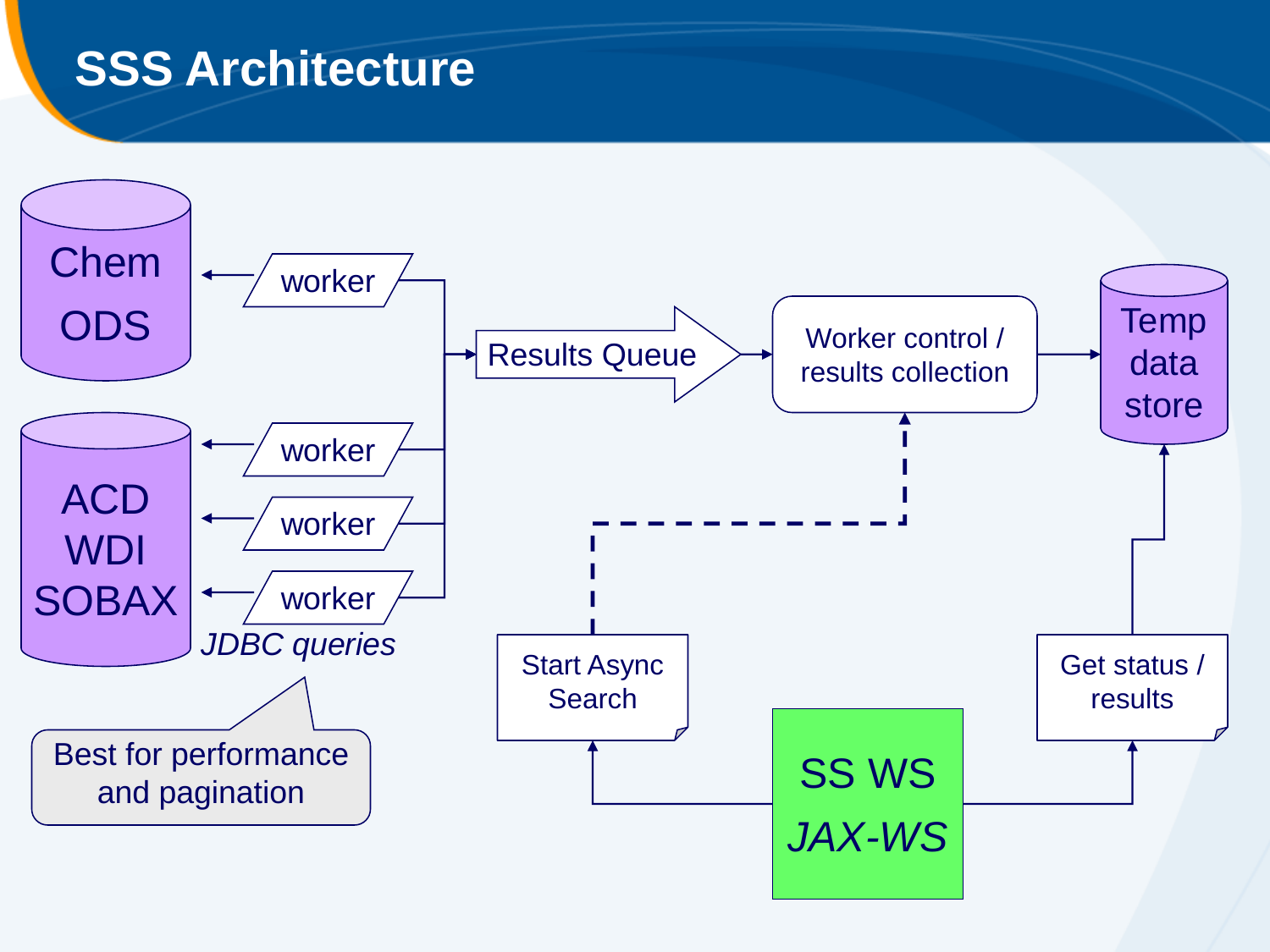# SSS Architecture

Chem ODS

ACD WDI SOBAX

worker

worker

worker

worker

*JDBC queries*

Best for performance and pagination

Results Queue

Worker control / results collection

Temp data store

Start Async Search

Get status / results

SS WS
*JAX-WS*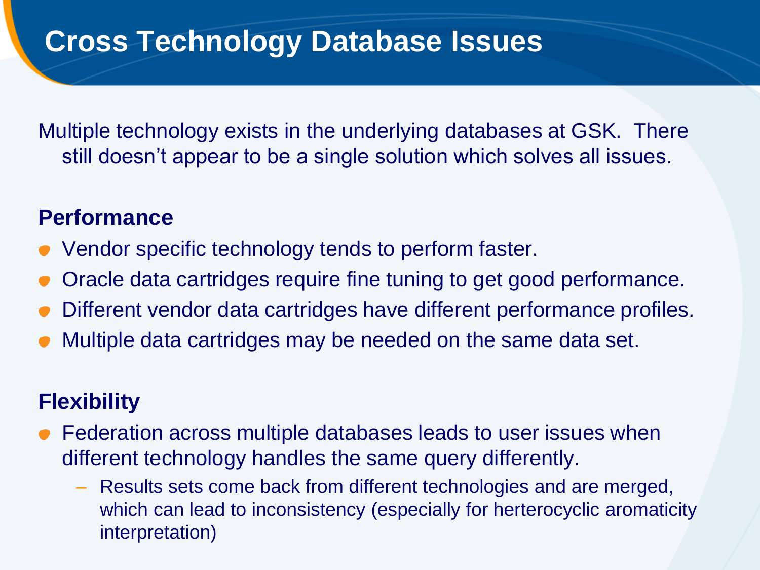# Cross Technology Database Issues

Multiple technology exists in the underlying databases at GSK. There still doesn't appear to be a single solution which solves all issues.

**Performance**

- Vendor specific technology tends to perform faster.
- Oracle data cartridges require fine tuning to get good performance.
- Different vendor data cartridges have different performance profiles.
- Multiple data cartridges may be needed on the same data set.

**Flexibility**

- Federation across multiple databases leads to user issues when different technology handles the same query differently.
  - Results sets come back from different technologies and are merged, which can lead to inconsistency (especially for herterocyclic aromaticity interpretation)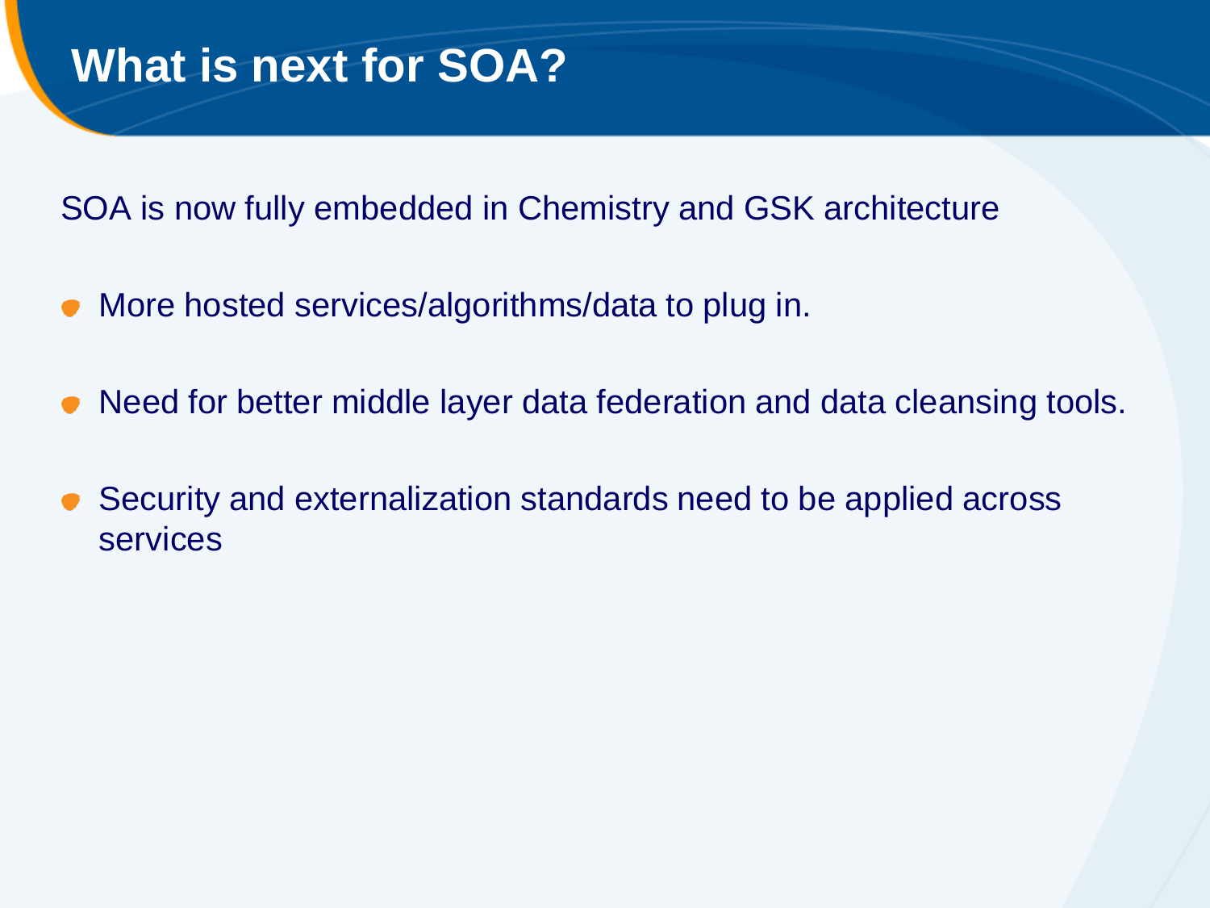# What is next for SOA?

SOA is now fully embedded in Chemistry and GSK architecture

- More hosted services/algorithms/data to plug in.
- Need for better middle layer data federation and data cleansing tools.
- Security and externalization standards need to be applied across services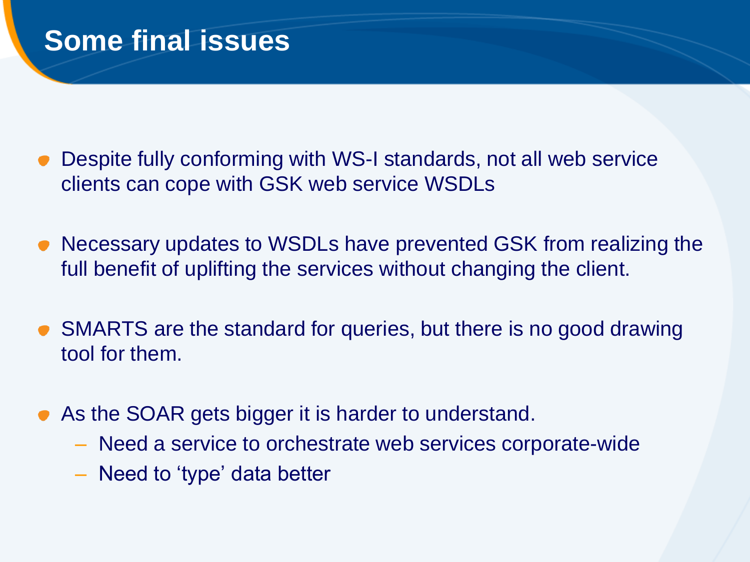# Some final issues

- Despite fully conforming with WS-I standards, not all web service clients can cope with GSK web service WSDLs
- Necessary updates to WSDLs have prevented GSK from realizing the full benefit of uplifting the services without changing the client.
- SMARTS are the standard for queries, but there is no good drawing tool for them.
- As the SOAR gets bigger it is harder to understand.
  - Need a service to orchestrate web services corporate-wide
  - Need to ‘type’ data better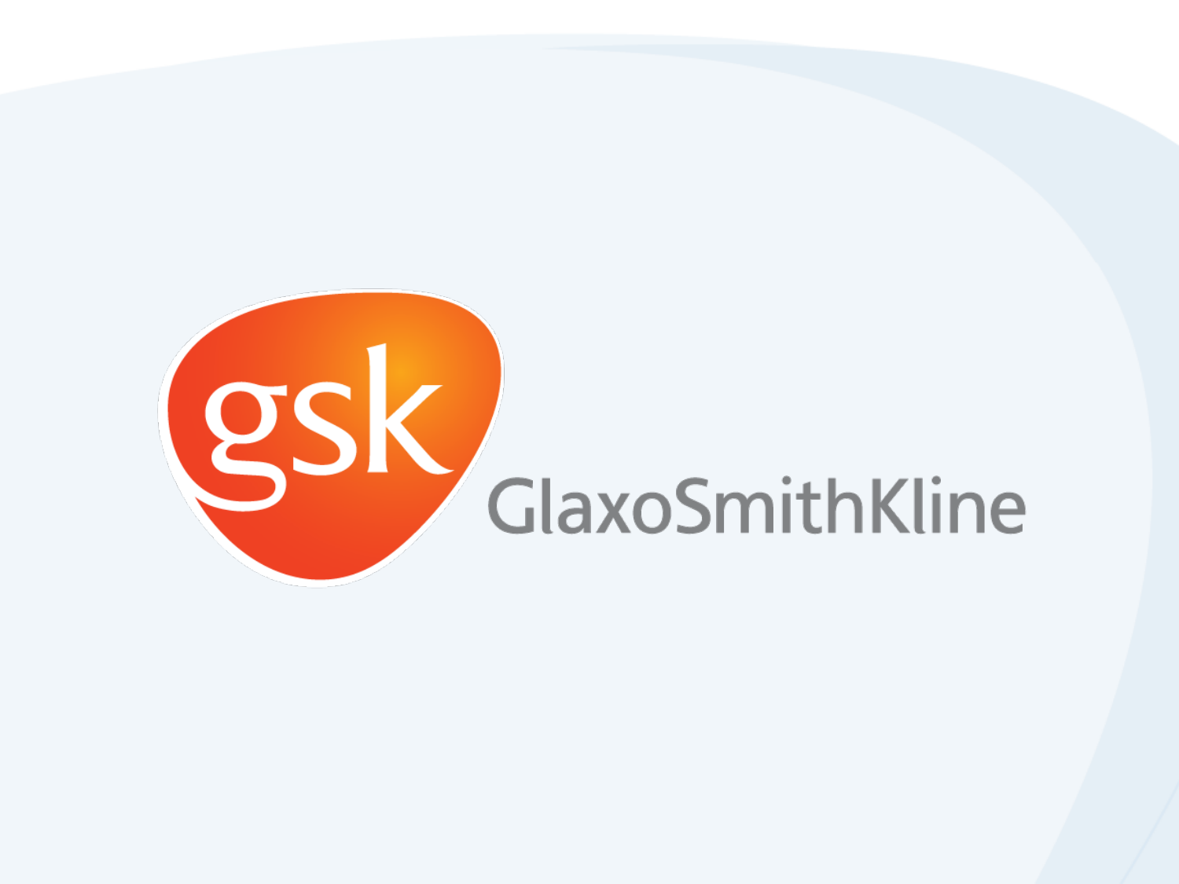gsk

GlaxoSmithKline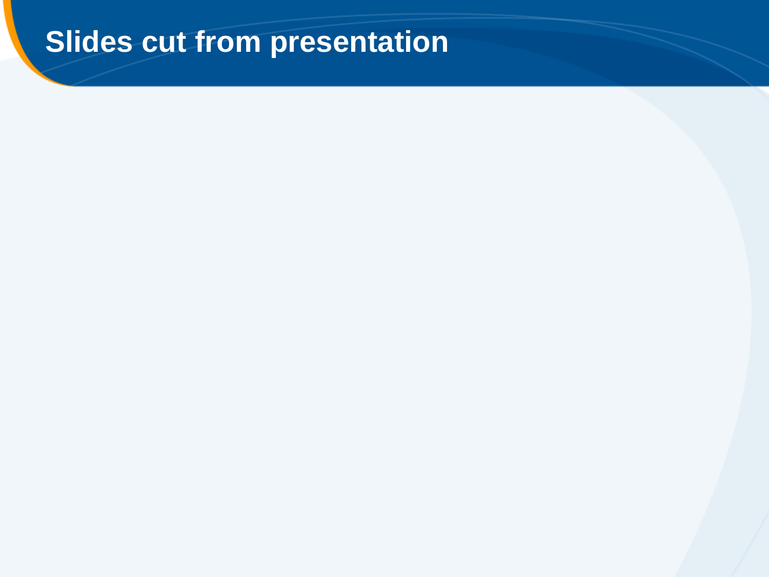# Slides cut from presentation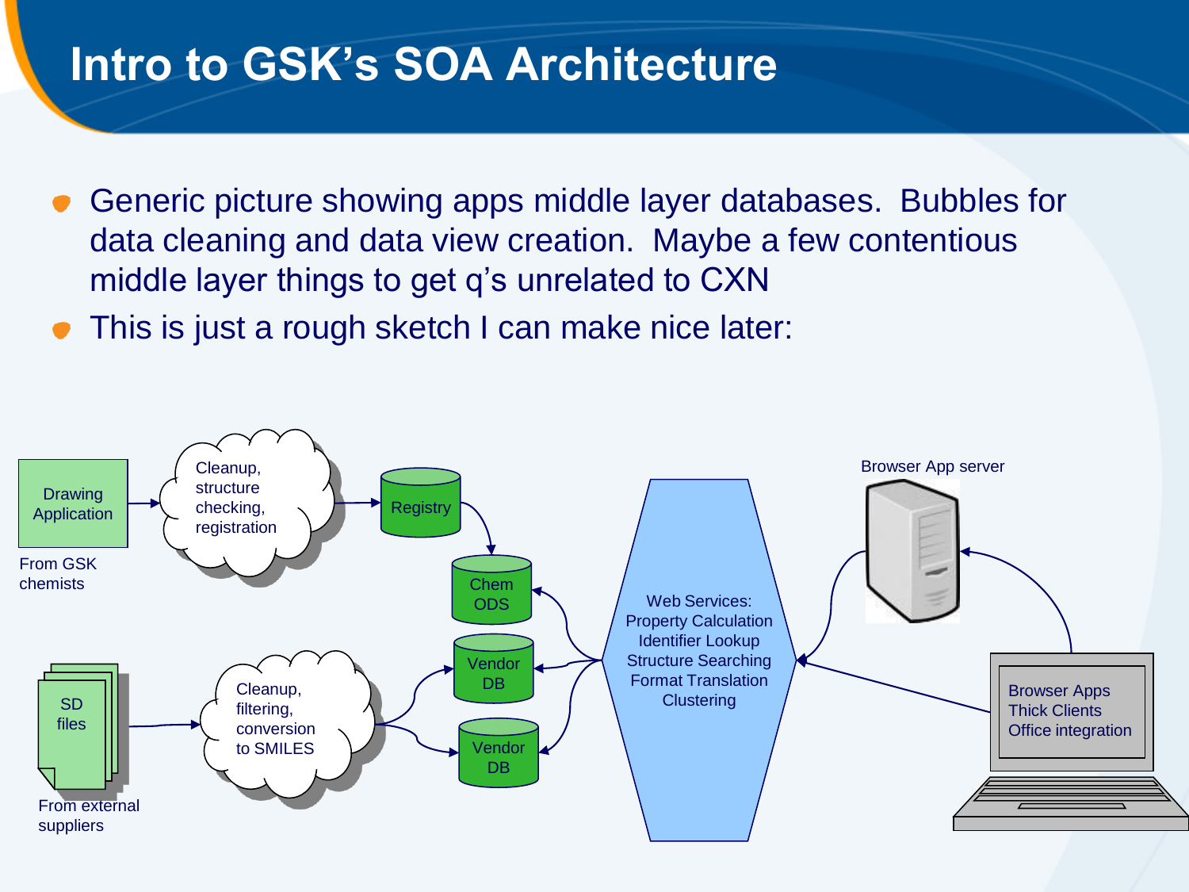# Intro to GSK's SOA Architecture

- Generic picture showing apps middle layer databases. Bubbles for data cleaning and data view creation. Maybe a few contentious middle layer things to get q's unrelated to CXN
- This is just a rough sketch I can make nice later:

Drawing Application

From GSK chemists

Cleanup, structure checking, registration

Registry

Chem ODS

Vendor DB

Vendor DB

SD files

From external suppliers

Cleanup, filtering, conversion to SMILES

Web Services:
Property Calculation
Identifier Lookup
Structure Searching
Format Translation
Clustering

Browser App server

Browser Apps
Thick Clients
Office integration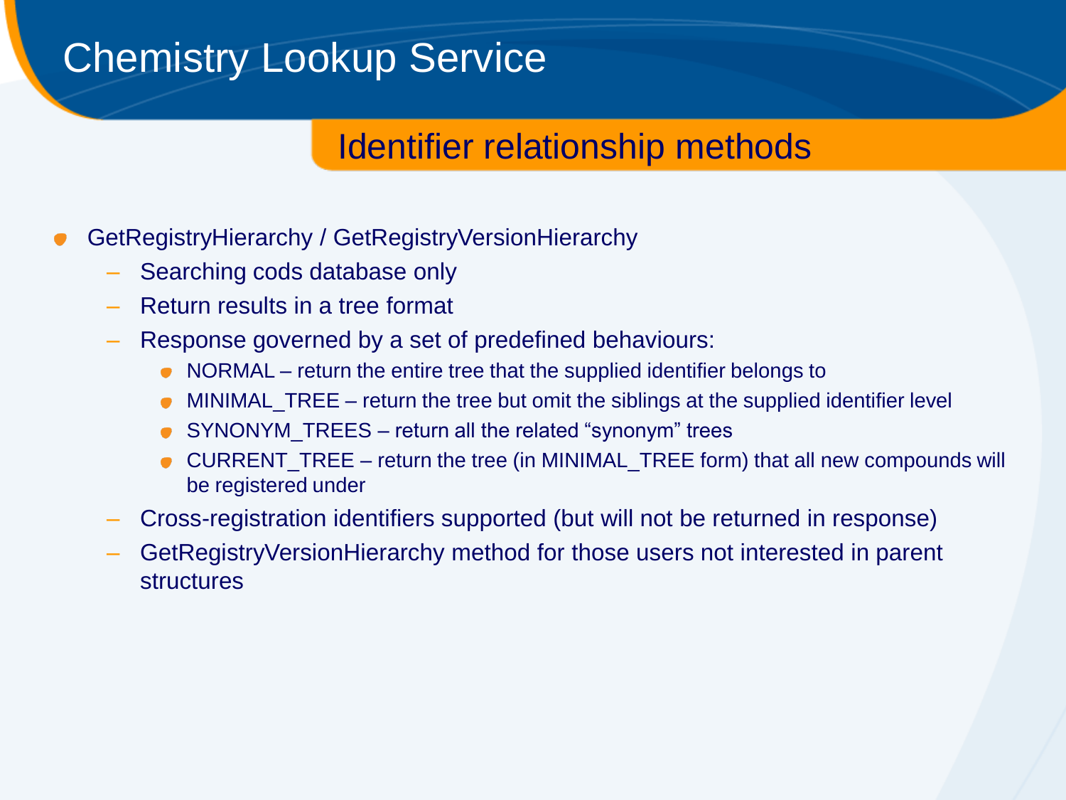# Chemistry Lookup Service

## Identifier relationship methods

- GetRegistryHierarchy / GetRegistryVersionHierarchy
  - Searching cods database only
  - Return results in a tree format
  - Response governed by a set of predefined behaviours:
    - NORMAL – return the entire tree that the supplied identifier belongs to
    - MINIMAL_TREE – return the tree but omit the siblings at the supplied identifier level
    - SYNONYM_TREES – return all the related “synonym” trees
    - CURRENT_TREE – return the tree (in MINIMAL_TREE form) that all new compounds will be registered under
  - Cross-registration identifiers supported (but will not be returned in response)
  - GetRegistryVersionHierarchy method for those users not interested in parent structures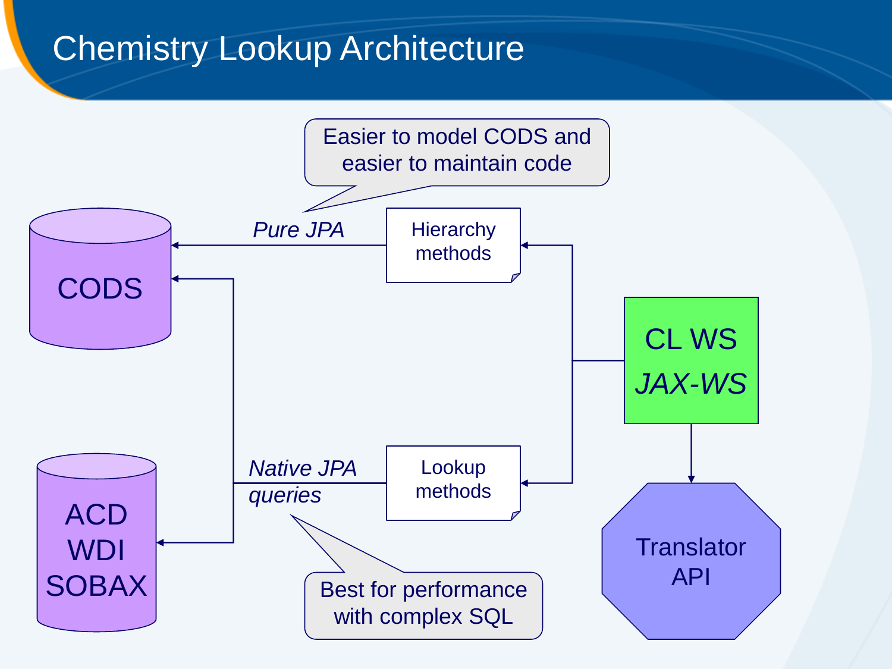# Chemistry Lookup Architecture

Easier to model CODS and easier to maintain code

CODS

*Pure JPA*

Hierarchy methods

CL WS

*JAX-WS*

ACD
WDI
SOBAX

*Native JPA queries*

Lookup methods

Translator API

Best for performance with complex SQL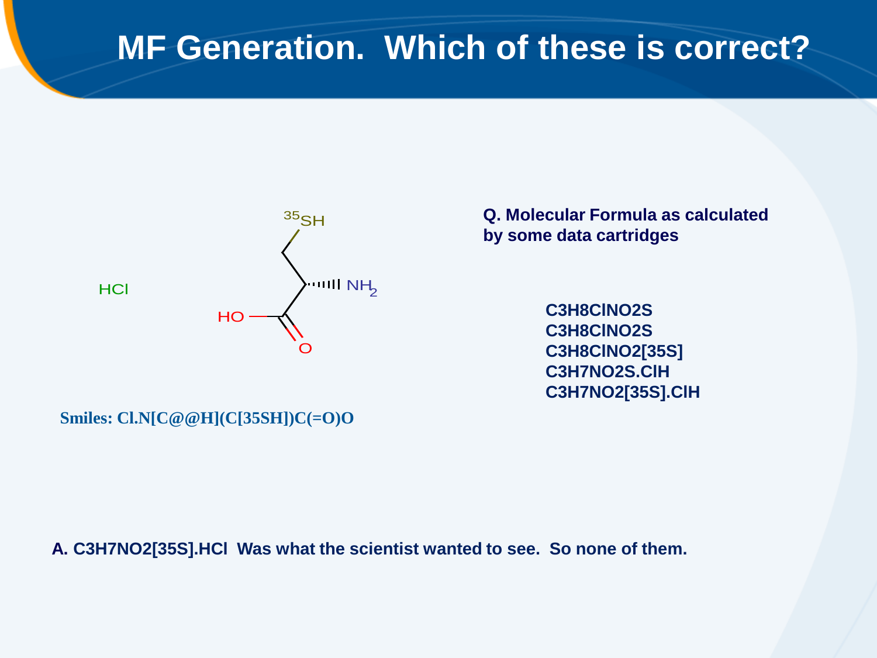# MF Generation. Which of these is correct?

HCl

$^{35}$SH

NH$_2$

HO

O

**Smiles: Cl.N[C@@H](C[35SH])C(=O)O**

**Q. Molecular Formula as calculated by some data cartridges**

**C3H8ClNO2S**
**C3H8ClNO2S**
**C3H8ClNO2[35S]**
**C3H7NO2S.ClH**
**C3H7NO2[35S].ClH**

**A. C3H7NO2[35S].HCl Was what the scientist wanted to see. So none of them.**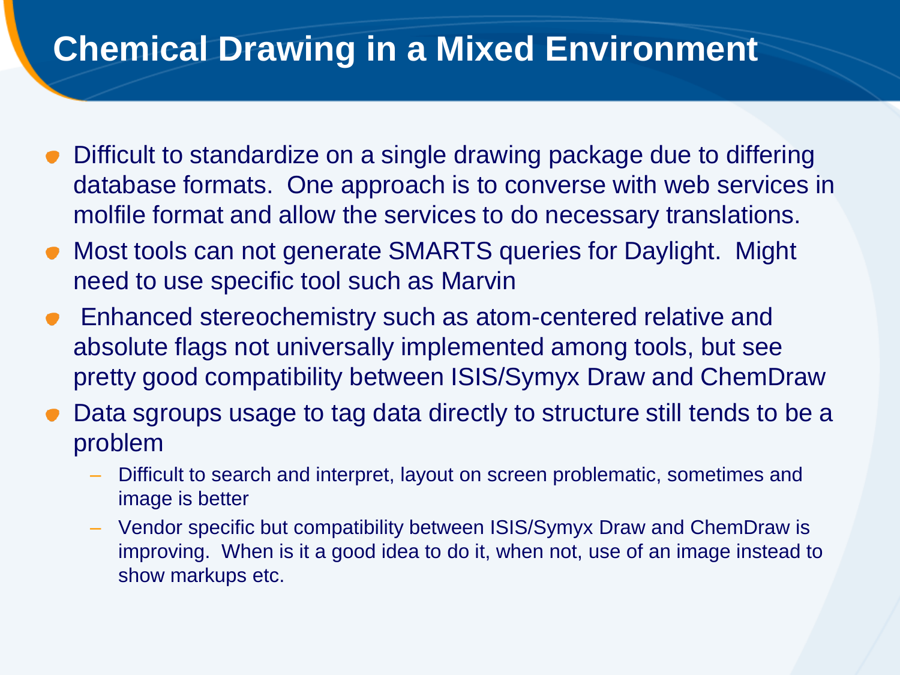# Chemical Drawing in a Mixed Environment

- Difficult to standardize on a single drawing package due to differing database formats. One approach is to converse with web services in molfile format and allow the services to do necessary translations.
- Most tools can not generate SMARTS queries for Daylight. Might need to use specific tool such as Marvin
- Enhanced stereochemistry such as atom-centered relative and absolute flags not universally implemented among tools, but see pretty good compatibility between ISIS/Symyx Draw and ChemDraw
- Data sgroups usage to tag data directly to structure still tends to be a problem
  - Difficult to search and interpret, layout on screen problematic, sometimes and image is better
  - Vendor specific but compatibility between ISIS/Symyx Draw and ChemDraw is improving. When is it a good idea to do it, when not, use of an image instead to show markups etc.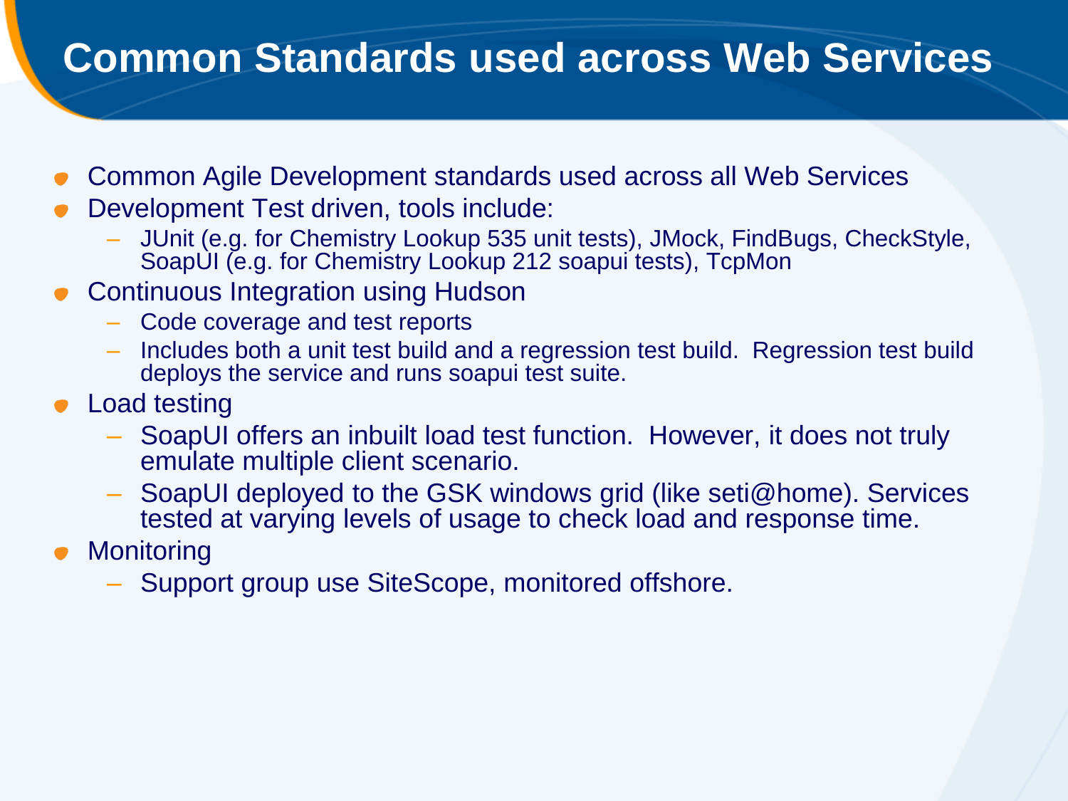# Common Standards used across Web Services

- Common Agile Development standards used across all Web Services
- Development Test driven, tools include:
  - JUnit (e.g. for Chemistry Lookup 535 unit tests), JMock, FindBugs, CheckStyle, SoapUI (e.g. for Chemistry Lookup 212 soapui tests), TcpMon
- Continuous Integration using Hudson
  - Code coverage and test reports
  - Includes both a unit test build and a regression test build. Regression test build deploys the service and runs soapui test suite.
- Load testing
  - SoapUI offers an inbuilt load test function. However, it does not truly emulate multiple client scenario.
  - SoapUI deployed to the GSK windows grid (like seti@home). Services tested at varying levels of usage to check load and response time.
- Monitoring
  - Support group use SiteScope, monitored offshore.